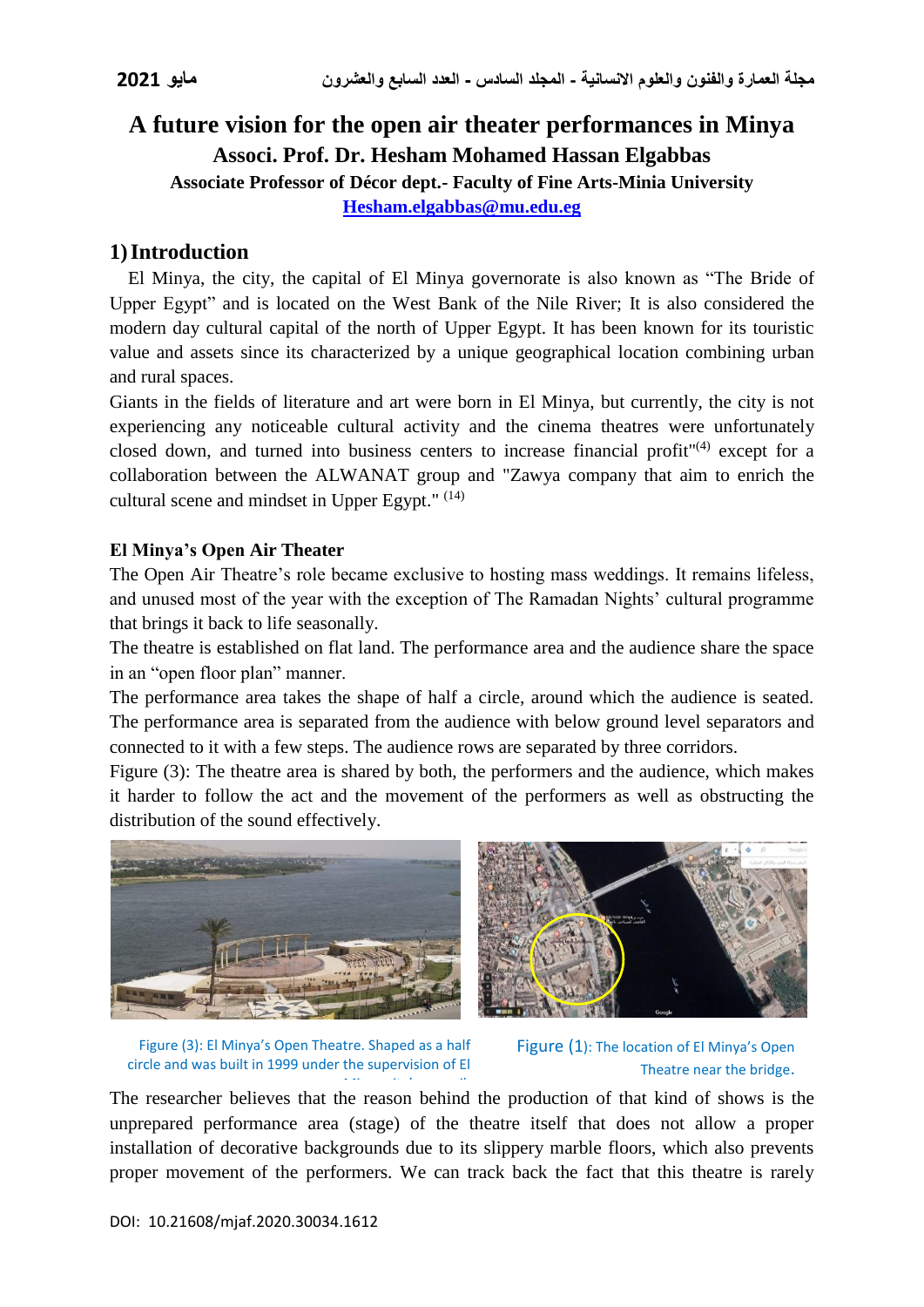# A future vision for the open air theater performances in Minya

**Associ. Prof. Dr. Hesham Mohamed Hassan Elgabbas**

**Associate Professor of Décor dept.- Faculty of Fine Arts-Minia University**

**Hesham.elgabbas@mu.edu.eg**

## 1) Introduction

El Minya, the city, the capital of El Minya governorate is also known as "The Bride of Upper Egypt" and is located on the West Bank of the Nile River; It is also considered the modern day cultural capital of the north of Upper Egypt. It has been known for its touristic value and assets since its characterized by a unique geographical location combining urban and rural spaces.

Giants in the fields of literature and art were born in El Minya, but currently, the city is not experiencing any noticeable cultural activity and the cinema theatres were unfortunately closed down, and turned into business centers to increase financial profit"[(4)] except for a collaboration between the ALWANAT group and "Zawya company that aim to enrich the cultural scene and mindset in Upper Egypt." [(14)]

### El Minya's Open Air Theater

The Open Air Theatre's role became exclusive to hosting mass weddings. It remains lifeless, and unused most of the year with the exception of The Ramadan Nights' cultural programme that brings it back to life seasonally.

The theatre is established on flat land. The performance area and the audience share the space in an "open floor plan" manner.

The performance area takes the shape of half a circle, around which the audience is seated. The performance area is separated from the audience with below ground level separators and connected to it with a few steps. The audience rows are separated by three corridors.

Figure (3): The theatre area is shared by both, the performers and the audience, which makes it harder to follow the act and the movement of the performers as well as obstructing the distribution of the sound effectively.

Figure (3): El Minya's Open Theatre. Shaped as a half circle and was built in 1999 under the supervision of El

Figure (1): The location of El Minya's Open Theatre near the bridge.

The researcher believes that the reason behind the production of that kind of shows is the unprepared performance area (stage) of the theatre itself that does not allow a proper installation of decorative backgrounds due to its slippery marble floors, which also prevents proper movement of the performers. We can track back the fact that this theatre is rarely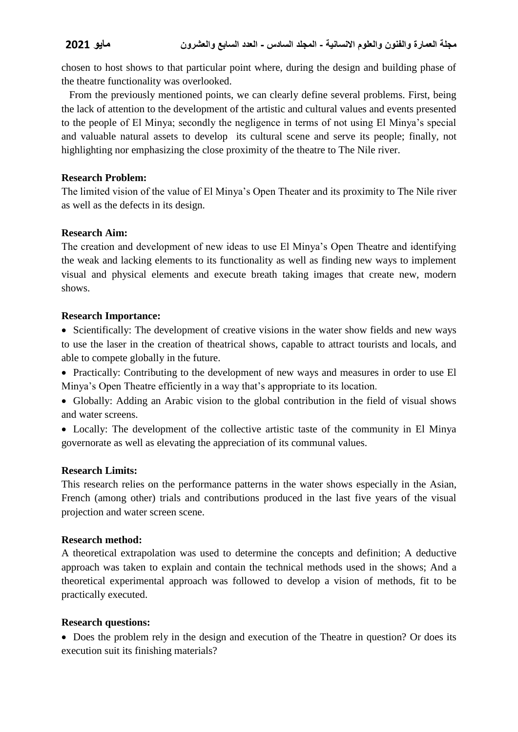chosen to host shows to that particular point where, during the design and building phase of the theatre functionality was overlooked.

From the previously mentioned points, we can clearly define several problems. First, being the lack of attention to the development of the artistic and cultural values and events presented to the people of El Minya; secondly the negligence in terms of not using El Minya's special and valuable natural assets to develop its cultural scene and serve its people; finally, not highlighting nor emphasizing the close proximity of the theatre to The Nile river.

**Research Problem:**

The limited vision of the value of El Minya's Open Theater and its proximity to The Nile river as well as the defects in its design.

**Research Aim:**

The creation and development of new ideas to use El Minya's Open Theatre and identifying the weak and lacking elements to its functionality as well as finding new ways to implement visual and physical elements and execute breath taking images that create new, modern shows.

**Research Importance:**

- Scientifically: The development of creative visions in the water show fields and new ways to use the laser in the creation of theatrical shows, capable to attract tourists and locals, and able to compete globally in the future.
- Practically: Contributing to the development of new ways and measures in order to use El Minya's Open Theatre efficiently in a way that's appropriate to its location.
- Globally: Adding an Arabic vision to the global contribution in the field of visual shows and water screens.
- Locally: The development of the collective artistic taste of the community in El Minya governorate as well as elevating the appreciation of its communal values.

**Research Limits:**

This research relies on the performance patterns in the water shows especially in the Asian, French (among other) trials and contributions produced in the last five years of the visual projection and water screen scene.

**Research method:**

A theoretical extrapolation was used to determine the concepts and definition; A deductive approach was taken to explain and contain the technical methods used in the shows; And a theoretical experimental approach was followed to develop a vision of methods, fit to be practically executed.

**Research questions:**

- Does the problem rely in the design and execution of the Theatre in question? Or does its execution suit its finishing materials?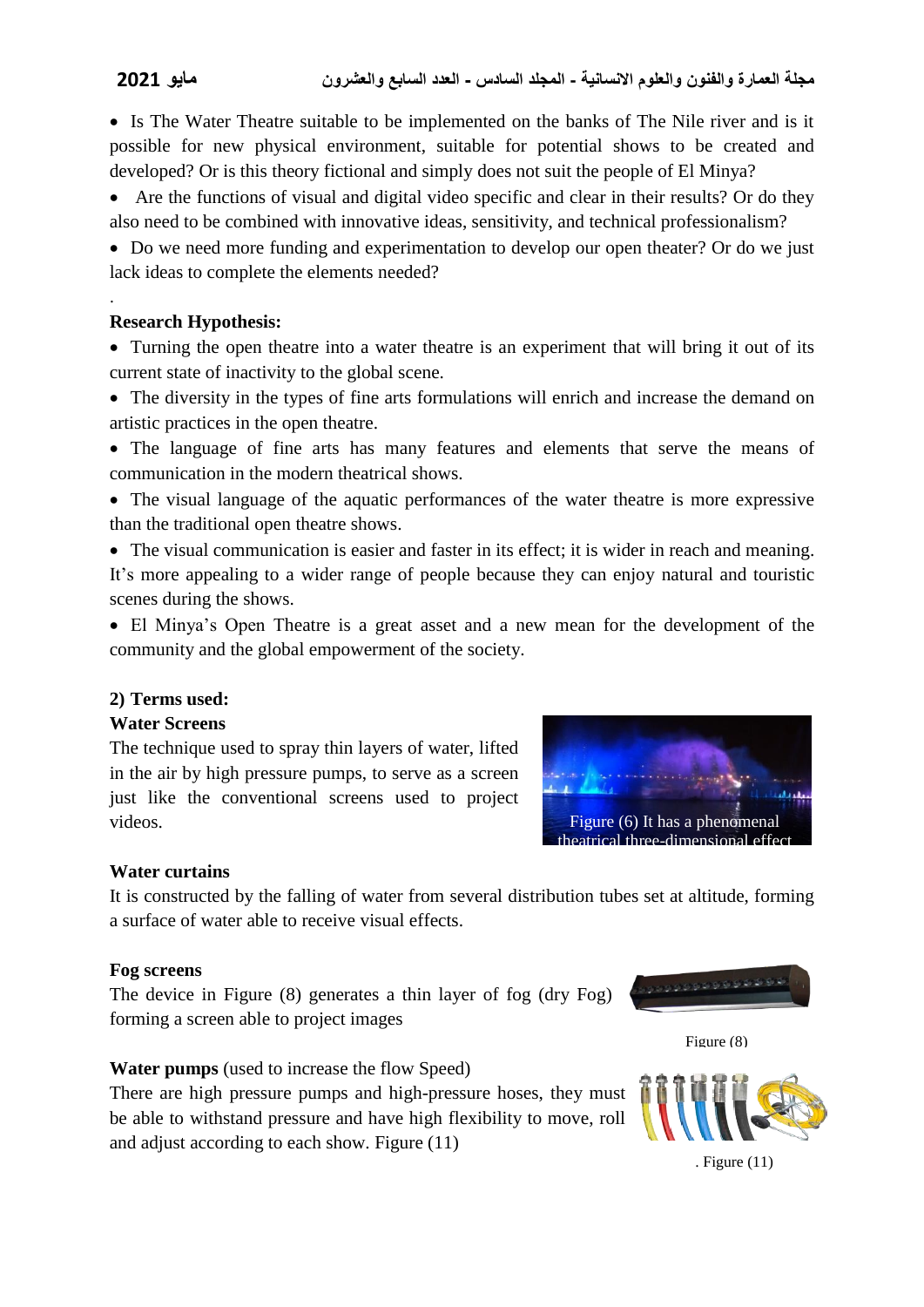- Is The Water Theatre suitable to be implemented on the banks of The Nile river and is it possible for new physical environment, suitable for potential shows to be created and developed? Or is this theory fictional and simply does not suit the people of El Minya?
- Are the functions of visual and digital video specific and clear in their results? Or do they also need to be combined with innovative ideas, sensitivity, and technical professionalism?
- Do we need more funding and experimentation to develop our open theater? Or do we just lack ideas to complete the elements needed?

.

**Research Hypothesis:**

- Turning the open theatre into a water theatre is an experiment that will bring it out of its current state of inactivity to the global scene.
- The diversity in the types of fine arts formulations will enrich and increase the demand on artistic practices in the open theatre.
- The language of fine arts has many features and elements that serve the means of communication in the modern theatrical shows.
- The visual language of the aquatic performances of the water theatre is more expressive than the traditional open theatre shows.
- The visual communication is easier and faster in its effect; it is wider in reach and meaning. It's more appealing to a wider range of people because they can enjoy natural and touristic scenes during the shows.
- El Minya's Open Theatre is a great asset and a new mean for the development of the community and the global empowerment of the society.

**2) Terms used:**

**Water Screens**

The technique used to spray thin layers of water, lifted in the air by high pressure pumps, to serve as a screen just like the conventional screens used to project videos.

Figure (6) It has a phenomenal theatrical three-dimensional effect

**Water curtains**

It is constructed by the falling of water from several distribution tubes set at altitude, forming a surface of water able to receive visual effects.

**Fog screens**

The device in Figure (8) generates a thin layer of fog (dry Fog) forming a screen able to project images

Figure (8)

**Water pumps** (used to increase the flow Speed)

There are high pressure pumps and high-pressure hoses, they must be able to withstand pressure and have high flexibility to move, roll and adjust according to each show. Figure (11)

. Figure (11)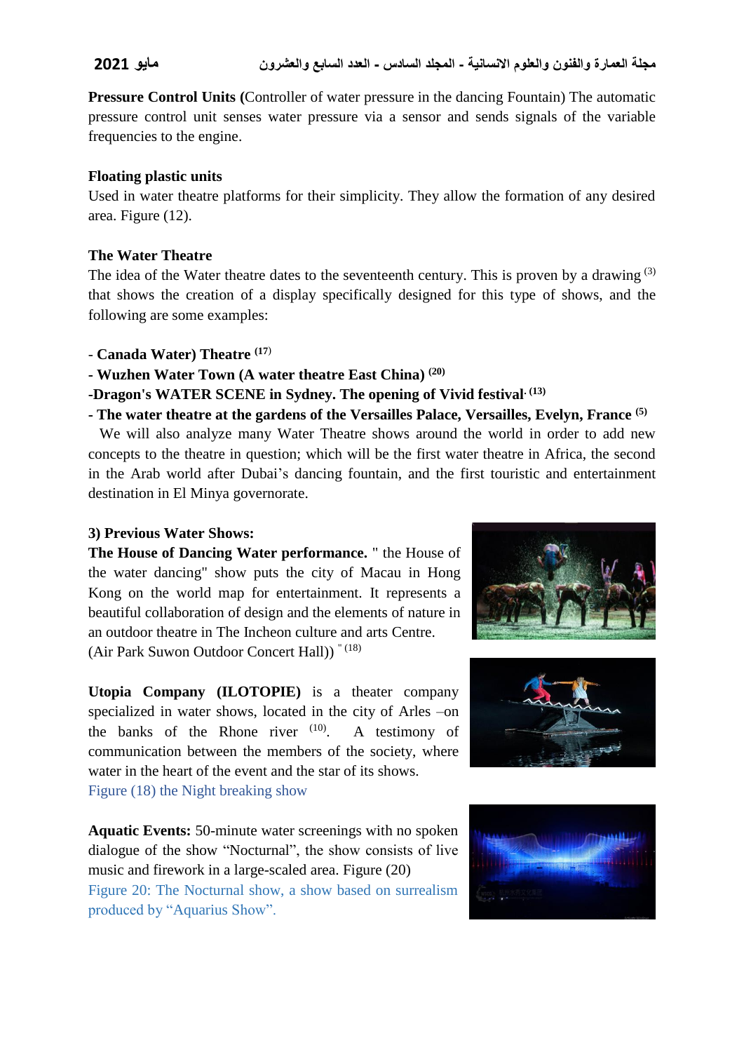**Pressure Control Units (**Controller of water pressure in the dancing Fountain) The automatic pressure control unit senses water pressure via a sensor and sends signals of the variable frequencies to the engine.

**Floating plastic units**

Used in water theatre platforms for their simplicity. They allow the formation of any desired area. Figure (12).

**The Water Theatre**

The idea of the Water theatre dates to the seventeenth century. This is proven by a drawing [3] that shows the creation of a display specifically designed for this type of shows, and the following are some examples:

- **Canada Water) Theatre** [17]
- **Wuzhen Water Town (A water theatre East China)** [20]
- **Dragon's WATER SCENE in Sydney. The opening of Vivid festival.** [13]
- **The water theatre at the gardens of the Versailles Palace, Versailles, Evelyn, France** [5]

We will also analyze many Water Theatre shows around the world in order to add new concepts to the theatre in question; which will be the first water theatre in Africa, the second in the Arab world after Dubai's dancing fountain, and the first touristic and entertainment destination in El Minya governorate.

**3) Previous Water Shows:**

**The House of Dancing Water performance.** " the House of the water dancing" show puts the city of Macau in Hong Kong on the world map for entertainment. It represents a beautiful collaboration of design and the elements of nature in an outdoor theatre in The Incheon culture and arts Centre. (Air Park Suwon Outdoor Concert Hall)) " [18]

**Utopia Company (ILOTOPIE)** is a theater company specialized in water shows, located in the city of Arles –on the banks of the Rhone river [10]. A testimony of communication between the members of the society, where water in the heart of the event and the star of its shows.

Figure (18) the Night breaking show

**Aquatic Events:** 50-minute water screenings with no spoken dialogue of the show "Nocturnal", the show consists of live music and firework in a large-scaled area. Figure (20)

Figure 20: The Nocturnal show, a show based on surrealism produced by "Aquarius Show".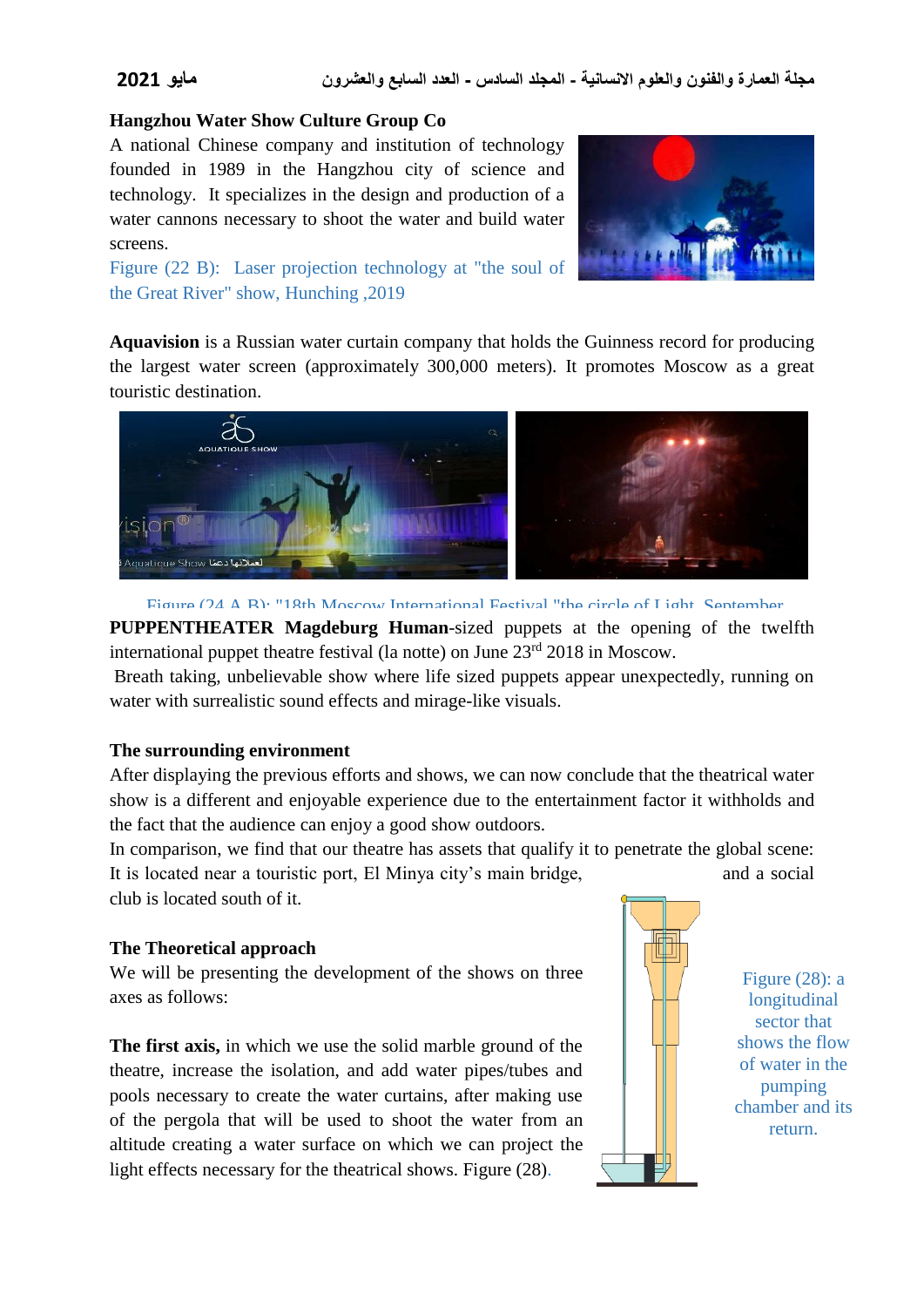**Hangzhou Water Show Culture Group Co**

A national Chinese company and institution of technology founded in 1989 in the Hangzhou city of science and technology. It specializes in the design and production of a water cannons necessary to shoot the water and build water screens.

Figure (22 B): Laser projection technology at "the soul of the Great River" show, Hunching ,2019

**Aquavision** is a Russian water curtain company that holds the Guinness record for producing the largest water screen (approximately 300,000 meters). It promotes Moscow as a great touristic destination.

Figure (24 A,B): "18th Moscow International Festival "the circle of Light, September

**PUPPENTHEATER Magdeburg Human**-sized puppets at the opening of the twelfth international puppet theatre festival (la notte) on June 23rd 2018 in Moscow.

Breath taking, unbelievable show where life sized puppets appear unexpectedly, running on water with surrealistic sound effects and mirage-like visuals.

**The surrounding environment**

After displaying the previous efforts and shows, we can now conclude that the theatrical water show is a different and enjoyable experience due to the entertainment factor it withholds and the fact that the audience can enjoy a good show outdoors.

In comparison, we find that our theatre has assets that qualify it to penetrate the global scene: It is located near a touristic port, El Minya city's main bridge, and a social club is located south of it.

**The Theoretical approach**

We will be presenting the development of the shows on three axes as follows:

**The first axis,** in which we use the solid marble ground of the theatre, increase the isolation, and add water pipes/tubes and pools necessary to create the water curtains, after making use of the pergola that will be used to shoot the water from an altitude creating a water surface on which we can project the light effects necessary for the theatrical shows. Figure (28).

Figure (28): a longitudinal sector that shows the flow of water in the pumping chamber and its return.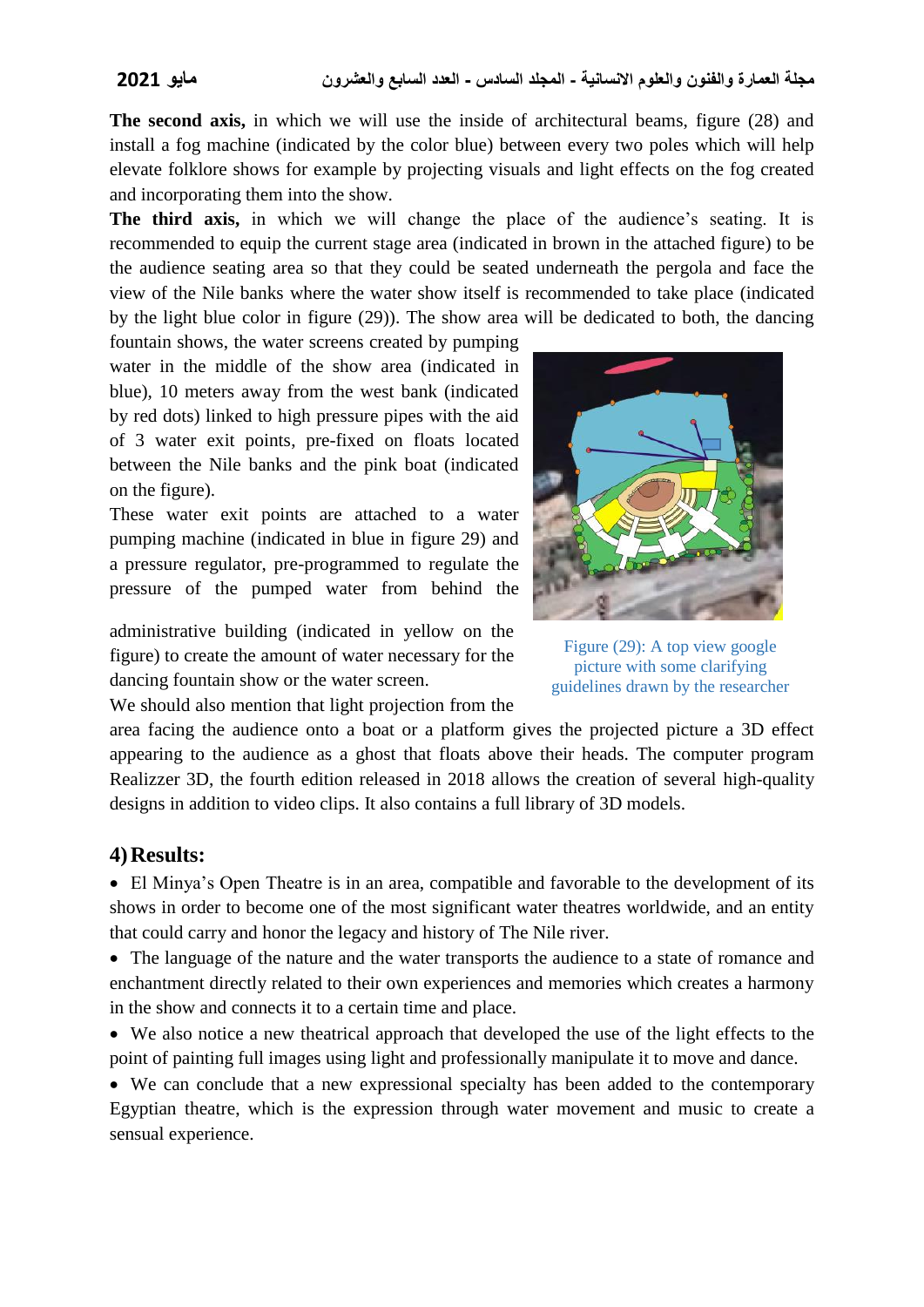**The second axis,** in which we will use the inside of architectural beams, figure (28) and install a fog machine (indicated by the color blue) between every two poles which will help elevate folklore shows for example by projecting visuals and light effects on the fog created and incorporating them into the show.

**The third axis,** in which we will change the place of the audience's seating. It is recommended to equip the current stage area (indicated in brown in the attached figure) to be the audience seating area so that they could be seated underneath the pergola and face the view of the Nile banks where the water show itself is recommended to take place (indicated by the light blue color in figure (29)). The show area will be dedicated to both, the dancing fountain shows, the water screens created by pumping water in the middle of the show area (indicated in blue), 10 meters away from the west bank (indicated by red dots) linked to high pressure pipes with the aid of 3 water exit points, pre-fixed on floats located between the Nile banks and the pink boat (indicated on the figure).

These water exit points are attached to a water pumping machine (indicated in blue in figure 29) and a pressure regulator, pre-programmed to regulate the pressure of the pumped water from behind the administrative building (indicated in yellow on the figure) to create the amount of water necessary for the dancing fountain show or the water screen.

Figure (29): A top view google picture with some clarifying guidelines drawn by the researcher

We should also mention that light projection from the area facing the audience onto a boat or a platform gives the projected picture a 3D effect appearing to the audience as a ghost that floats above their heads. The computer program Realizzer 3D, the fourth edition released in 2018 allows the creation of several high-quality designs in addition to video clips. It also contains a full library of 3D models.

## 4) Results:

- El Minya's Open Theatre is in an area, compatible and favorable to the development of its shows in order to become one of the most significant water theatres worldwide, and an entity that could carry and honor the legacy and history of The Nile river.
- The language of the nature and the water transports the audience to a state of romance and enchantment directly related to their own experiences and memories which creates a harmony in the show and connects it to a certain time and place.
- We also notice a new theatrical approach that developed the use of the light effects to the point of painting full images using light and professionally manipulate it to move and dance.
- We can conclude that a new expressional specialty has been added to the contemporary Egyptian theatre, which is the expression through water movement and music to create a sensual experience.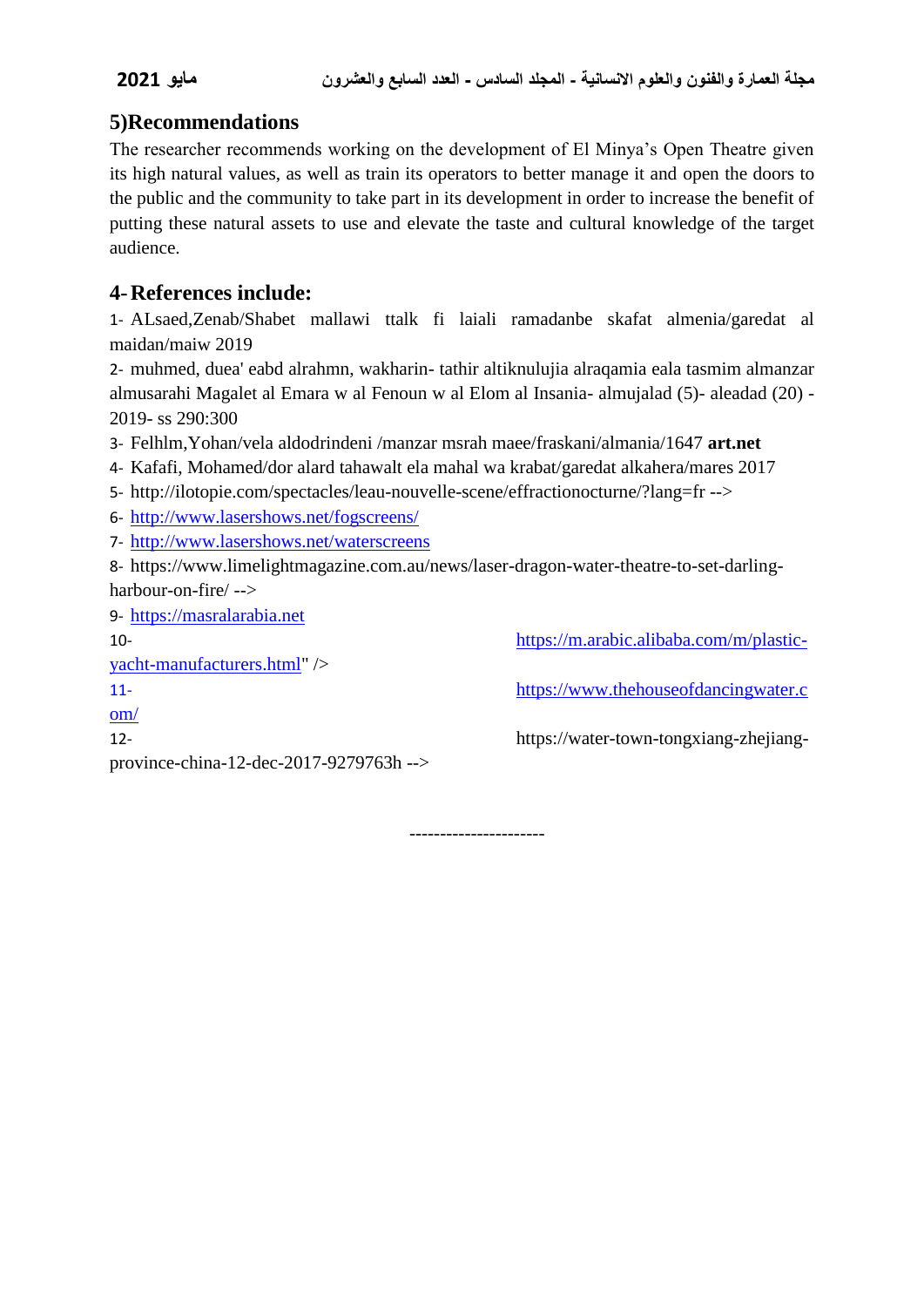## 5)Recommendations

The researcher recommends working on the development of El Minya's Open Theatre given its high natural values, as well as train its operators to better manage it and open the doors to the public and the community to take part in its development in order to increase the benefit of putting these natural assets to use and elevate the taste and cultural knowledge of the target audience.

## 4- References include:

1- ALsaed,Zenab/Shabet mallawi ttalk fi laiali ramadanbe skafat almenia/garedat al maidan/maiw 2019

2- muhmed, duea' eabd alrahmn, wakharin- tathir altiknulujia alraqamia eala tasmim almanzar almusarahi Magalet al Emara w al Fenoun w al Elom al Insania- almujalad (5)- aleadad (20) -2019- ss 290:300

3- Felhlm,Yohan/vela aldodrindeni /manzar msrah maee/fraskani/almania/1647 **art.net**

4- Kafafi, Mohamed/dor alard tahawalt ela mahal wa krabat/garedat alkahera/mares 2017

5- http://ilotopie.com/spectacles/leau-nouvelle-scene/effractionocturne/?lang=fr -->

6- http://www.lasershows.net/fogscreens/

7- http://www.lasershows.net/waterscreens

8- https://www.limelightmagazine.com.au/news/laser-dragon-water-theatre-to-set-darling-harbour-on-fire/ -->

9- https://masralarabia.net

10- https://m.arabic.alibaba.com/m/plastic-yacht-manufacturers.html" />

11- https://www.thehouseofdancingwater.com/

12- https://water-town-tongxiang-zhejiang-province-china-12-dec-2017-9279763h -->

---------------------